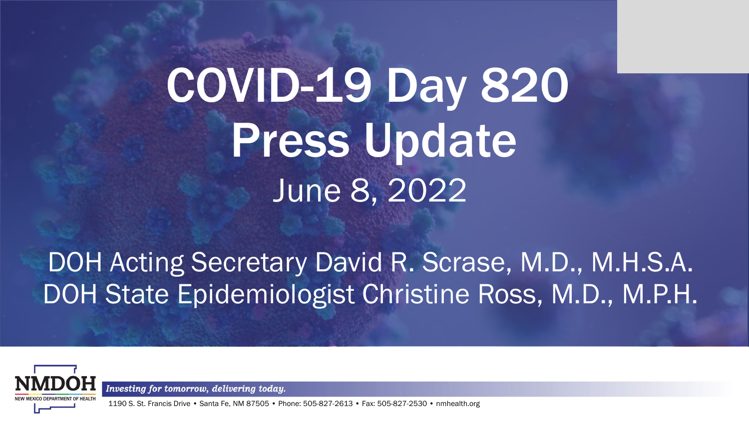# COVID-19 Day 820 Press Update

June 8, 2022

DOH Acting Secretary David R. Scrase, M.D., M.H.S.A.
DOH State Epidemiologist Christine Ross, M.D., M.P.H.

NMDOH
NEW MEXICO DEPARTMENT OF HEALTH

*Investing for tomorrow, delivering today.*

1190 S. St. Francis Drive • Santa Fe, NM 87505 • Phone: 505-827-2613 • Fax: 505-827-2530 • nmhealth.org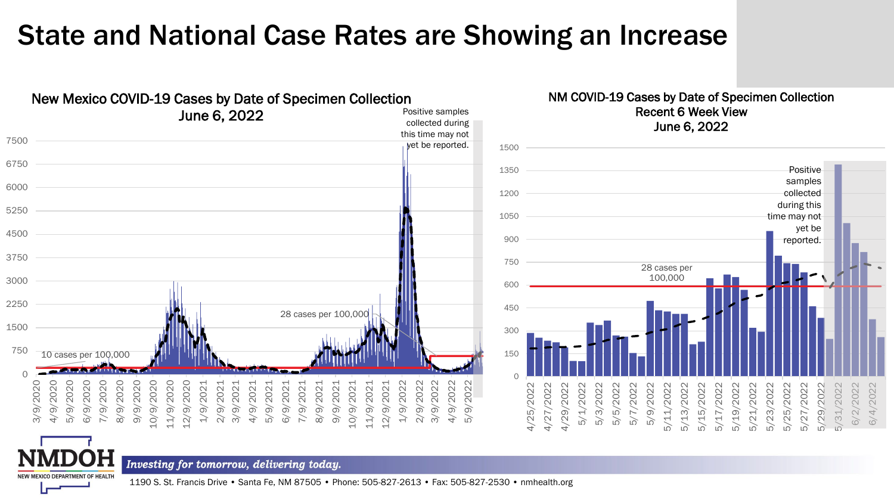# State and National Case Rates are Showing an Increase

## New Mexico COVID-19 Cases by Date of Specimen Collection
June 6, 2022

Positive samples collected during this time may not yet be reported.

10 cases per 100,000

28 cases per 100,000

## NM COVID-19 Cases by Date of Specimen Collection
Recent 6 Week View
June 6, 2022

Positive samples collected during this time may not yet be reported.

28 cases per 100,000

*Investing for tomorrow, delivering today.*

NMDOH
NEW MEXICO DEPARTMENT OF HEALTH

1190 S. St. Francis Drive • Santa Fe, NM 87505 • Phone: 505-827-2613 • Fax: 505-827-2530 • nmhealth.org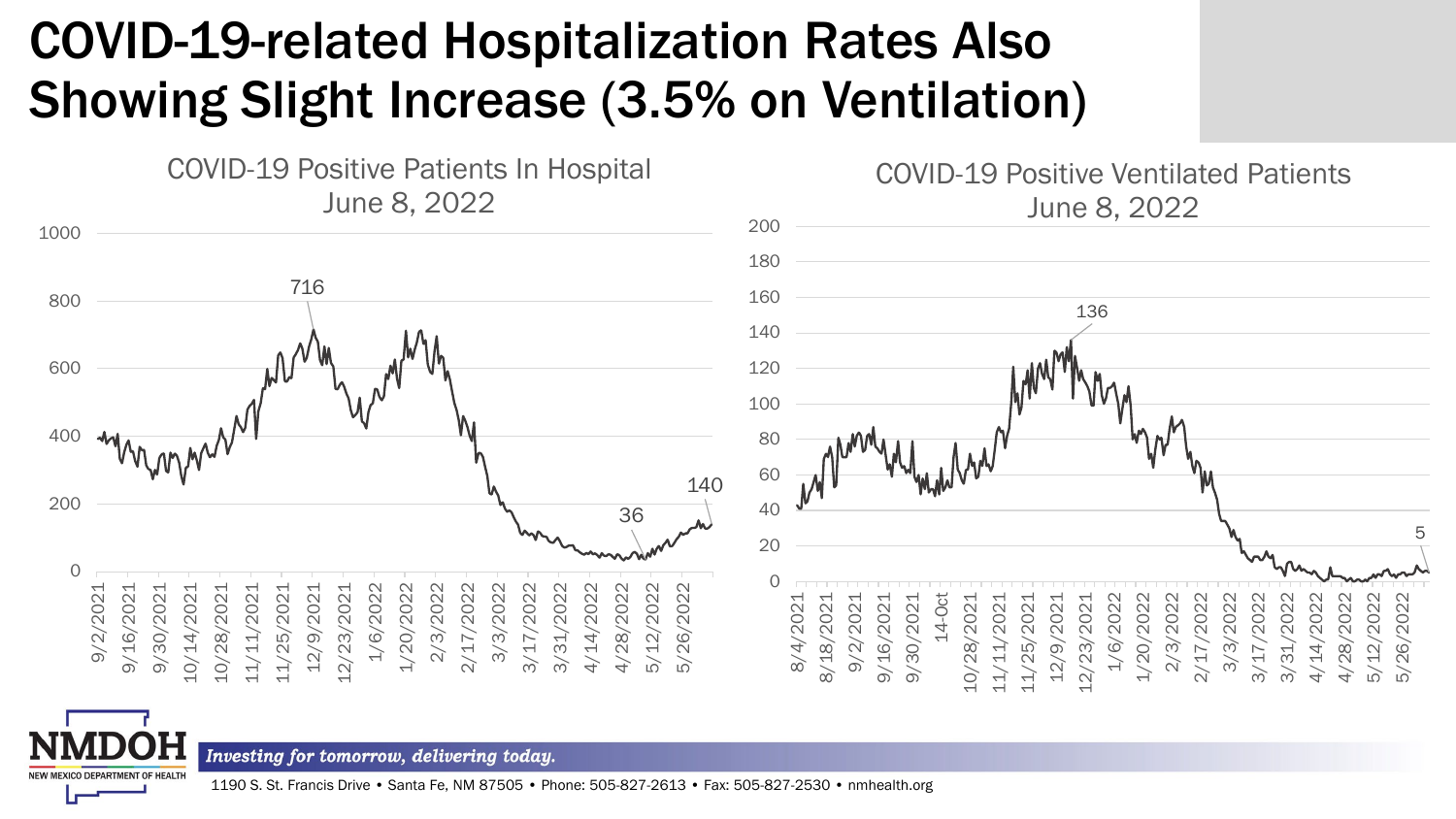# COVID-19-related Hospitalization Rates Also Showing Slight Increase (3.5% on Ventilation)

COVID-19 Positive Patients In Hospital
June 8, 2022

716

36

140

COVID-19 Positive Ventilated Patients
June 8, 2022

136

5

*Investing for tomorrow, delivering today.*

1190 S. St. Francis Drive • Santa Fe, NM 87505 • Phone: 505-827-2613 • Fax: 505-827-2530 • nmhealth.org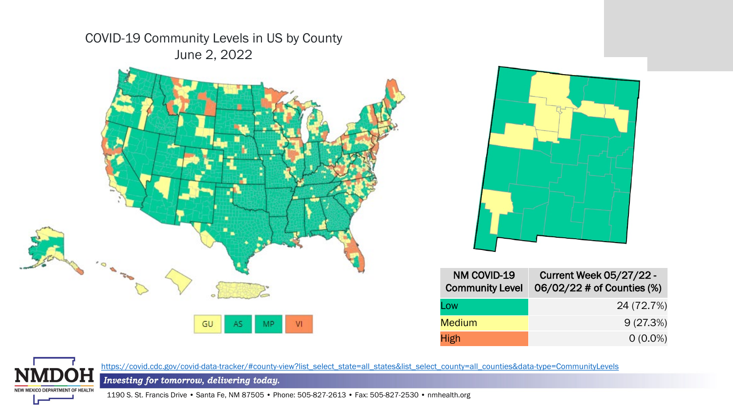COVID-19 Community Levels in US by County
June 2, 2022

GU AS MP VI

| NM COVID-19 Community Level | Current Week 05/27/22 - 06/02/22 # of Counties (%) |
| --- | --- |
| Low | 24 (72.7%) |
| Medium | 9 (27.3%) |
| High | 0 (0.0%) |

https://covid.cdc.gov/covid-data-tracker/#county-view?list_select_state=all_states&list_select_county=all_counties&data-type=CommunityLevels

NMDOH
NEW MEXICO DEPARTMENT OF HEALTH

*Investing for tomorrow, delivering today.*

1190 S. St. Francis Drive • Santa Fe, NM 87505 • Phone: 505-827-2613 • Fax: 505-827-2530 • nmhealth.org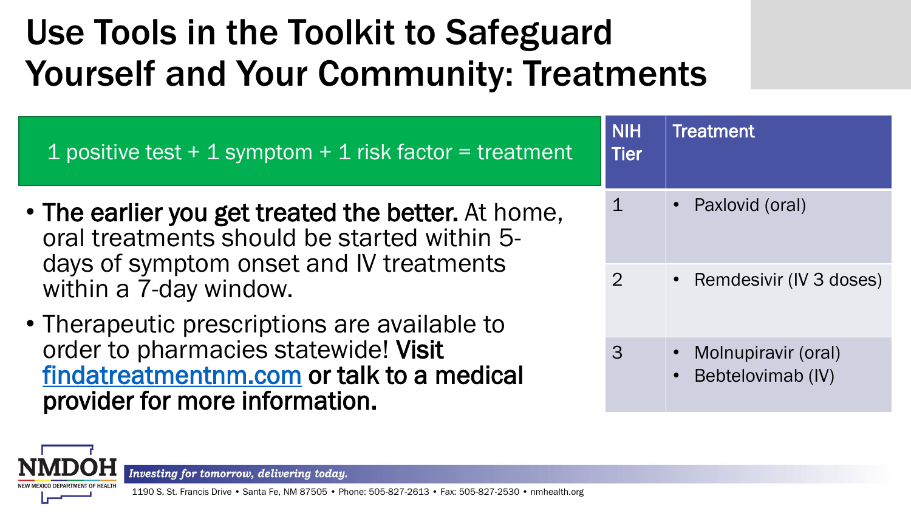# Use Tools in the Toolkit to Safeguard Yourself and Your Community: Treatments

1 positive test + 1 symptom + 1 risk factor = treatment

- **The earlier you get treated the better.** At home, oral treatments should be started within 5-days of symptom onset and IV treatments within a 7-day window.
- Therapeutic prescriptions are available to order to pharmacies statewide! **Visit [findatreatmentnm.com](findatreatmentnm.com) or talk to a medical provider for more information.**

| NIH Tier | Treatment |
| --- | --- |
| 1 | • Paxlovid (oral) |
| 2 | • Remdesivir (IV 3 doses) |
| 3 | • Molnupiravir (oral)<br>• Bebtelovimab (IV) |

NMDOH NEW MEXICO DEPARTMENT OF HEALTH

*Investing for tomorrow, delivering today.*

1190 S. St. Francis Drive • Santa Fe, NM 87505 • Phone: 505-827-2613 • Fax: 505-827-2530 • nmhealth.org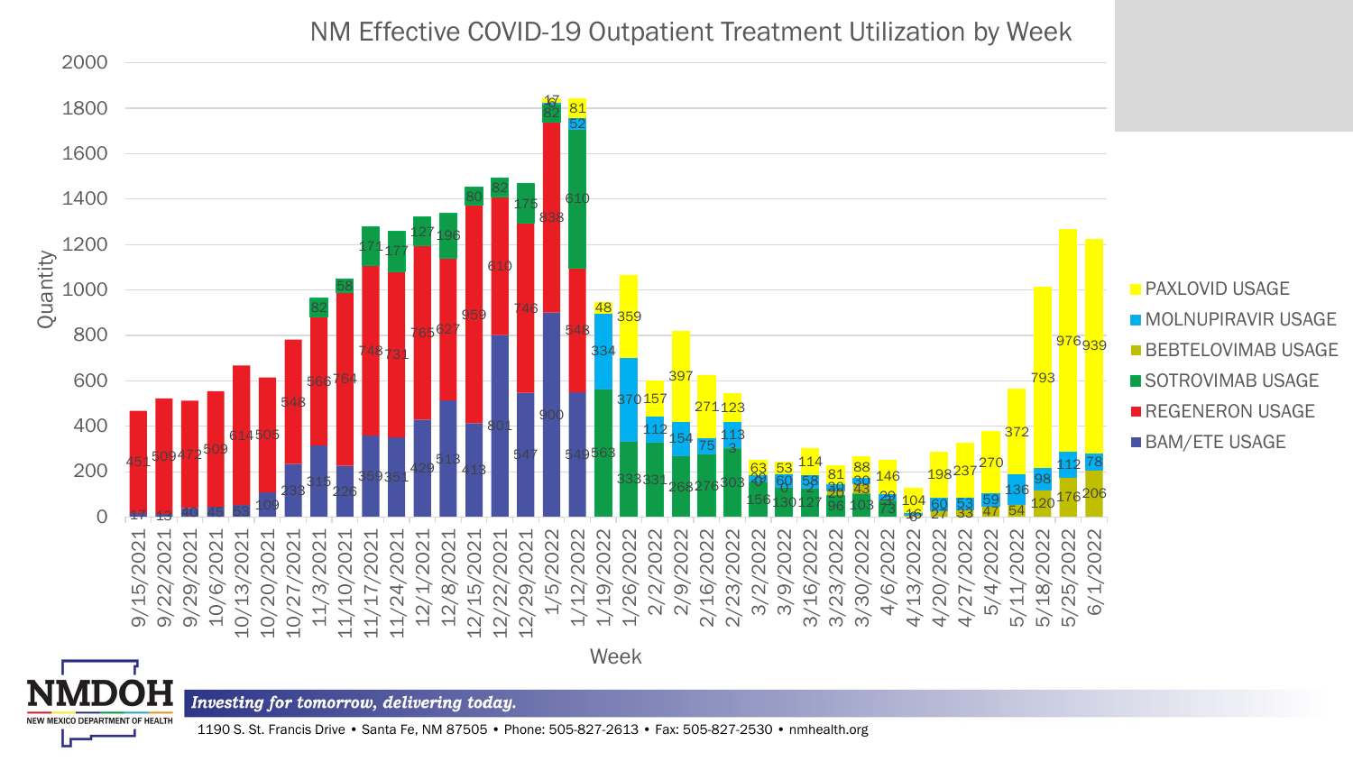# NM Effective COVID-19 Outpatient Treatment Utilization by Week

| Week | BAM/ETE USAGE | REGENERON USAGE | SOTROVIMAB USAGE | BEBTELOVIMAB USAGE | MOLNUPIRAVIR USAGE | PAXLOVID USAGE |
|---|---|---|---|---|---|---|
| 9/15/2021 | 17 | 451 | | | | |
| 9/22/2021 | 13 | 509 | | | | |
| 9/29/2021 | 40 | 472 | | | | |
| 10/6/2021 | 46 | 509 | | | | |
| 10/13/2021 | 53 | 614 | | | | |
| 10/20/2021 | 109 | 505 | | | | |
| 10/27/2021 | 233 | 548 | | | | |
| 11/3/2021 | 315 | 566 | 82 | | | |
| 11/10/2021 | 226 | 764 | 58 | | | |
| 11/17/2021 | 359 | 748 | 171 | | | |
| 11/24/2021 | 351 | 731 | 177 | | | |
| 12/1/2021 | 429 | 765 | 127 | | | |
| 12/8/2021 | 513 | 627 | 196 | | | |
| 12/15/2021 | 413 | 959 | 80 | | | |
| 12/22/2021 | 801 | 610 | 82 | | | |
| 12/29/2021 | 547 | 746 | 175 | | | |
| 1/5/2022 | 900 | 838 | 82 | | | 17 |
| 1/12/2022 | 549 | 548 | 610 | | 52 | 81 |
| 1/19/2022 | | | 563 | | 334 | 48 |
| 1/26/2022 | | | 333 | | 370 | 359 |
| 2/2/2022 | | | 331 | | 112 | 157 |
| 2/9/2022 | | | 268 | | 154 | 397 |
| 2/16/2022 | | | 276 | | 75 | 271 |
| 2/23/2022 | | | 303 | 3 | 113 | 123 |
| 3/2/2022 | | | 156 | | 40 | 63 |
| 3/9/2022 | | | 130 | 0 | 60 | 53 |
| 3/16/2022 | | | 127 | | 58 | 114 |
| 3/23/2022 | | | 96 | 20 | 30 | 81 |
| 3/30/2022 | | | 103 | 43 | 30 | 88 |
| 4/6/2022 | | | 73 | | 29 | 146 |
| 4/13/2022 | | | | 6 | 16 | 104 |
| 4/20/2022 | | | | 27 | 60 | 198 |
| 4/27/2022 | | | | 33 | 53 | 237 |
| 5/4/2022 | | | | 47 | 59 | 270 |
| 5/11/2022 | | | | 54 | 136 | 372 |
| 5/18/2022 | | | | 120 | 98 | 793 |
| 5/25/2022 | | | | 176 | 112 | 976 |
| 6/1/2022 | | | | 206 | 78 | 939 |

Y-axis: Quantity (0–2000). X-axis: Week.

**NMDOH** NEW MEXICO DEPARTMENT OF HEALTH

*Investing for tomorrow, delivering today.*

1190 S. St. Francis Drive • Santa Fe, NM 87505 • Phone: 505-827-2613 • Fax: 505-827-2530 • nmhealth.org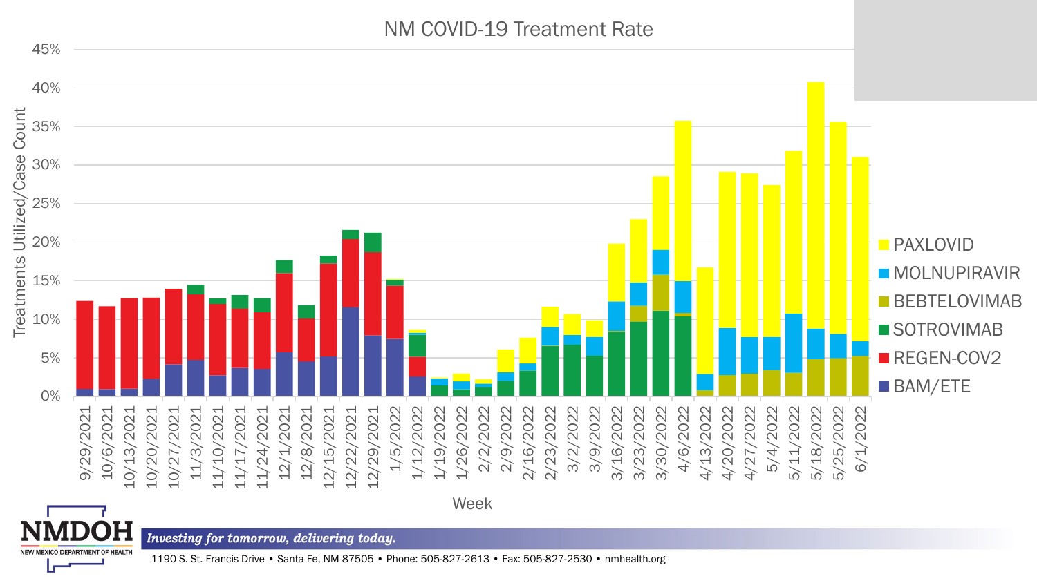# NM COVID-19 Treatment Rate

Treatments Utilized/Case Count

Week

PAXLOVID
MOLNUPIRAVIR
BEBTELOVIMAB
SOTROVIMAB
REGEN-COV2
BAM/ETE

NMDOH
NEW MEXICO DEPARTMENT OF HEALTH

*Investing for tomorrow, delivering today.*

1190 S. St. Francis Drive • Santa Fe, NM 87505 • Phone: 505-827-2613 • Fax: 505-827-2530 • nmhealth.org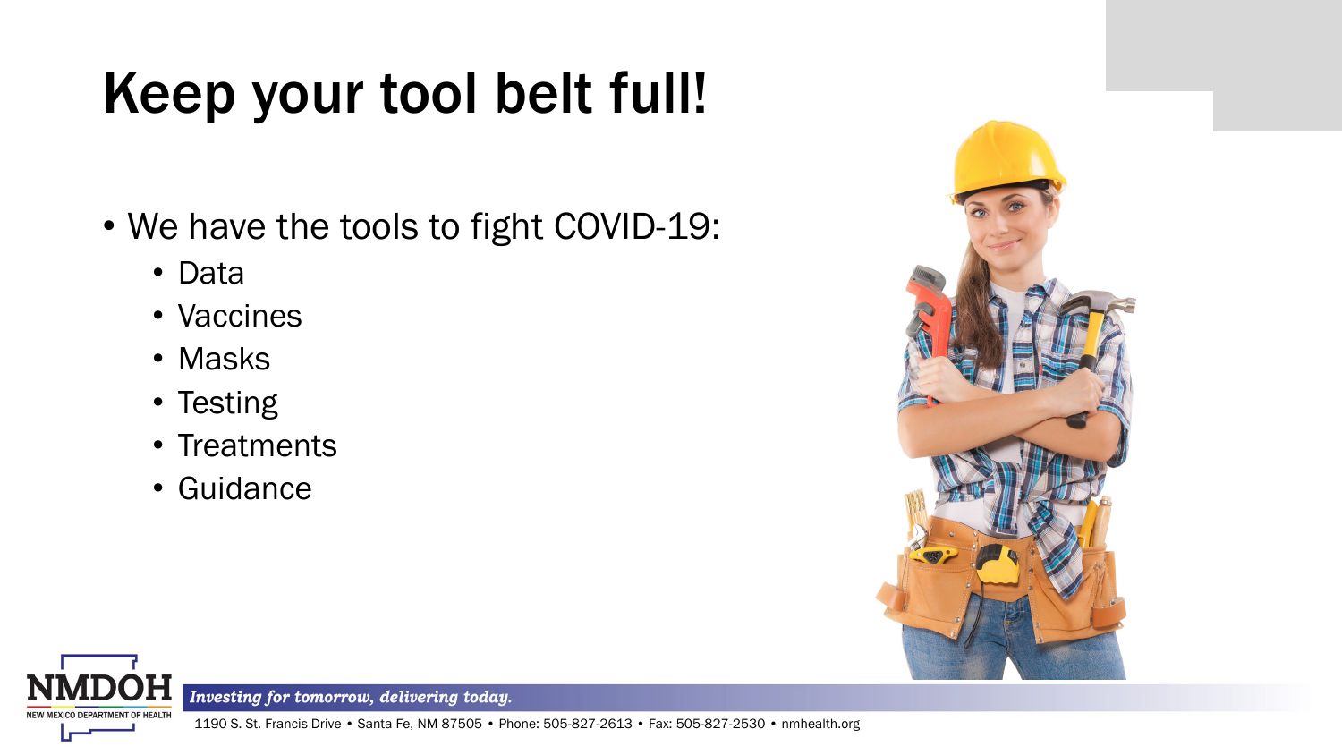# Keep your tool belt full!

- We have the tools to fight COVID-19:
  - Data
  - Vaccines
  - Masks
  - Testing
  - Treatments
  - Guidance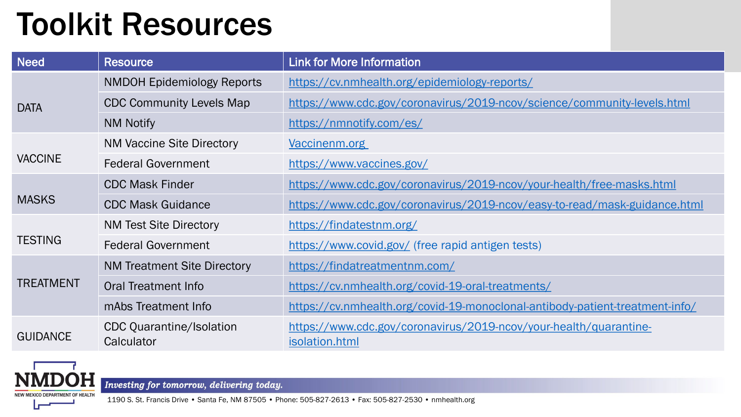# Toolkit Resources

| Need | Resource | Link for More Information |
| --- | --- | --- |
| DATA | NMDOH Epidemiology Reports | https://cv.nmhealth.org/epidemiology-reports/ |
| | CDC Community Levels Map | https://www.cdc.gov/coronavirus/2019-ncov/science/community-levels.html |
| | NM Notify | https://nmnotify.com/es/ |
| VACCINE | NM Vaccine Site Directory | Vaccinenm.org |
| | Federal Government | https://www.vaccines.gov/ |
| MASKS | CDC Mask Finder | https://www.cdc.gov/coronavirus/2019-ncov/your-health/free-masks.html |
| | CDC Mask Guidance | https://www.cdc.gov/coronavirus/2019-ncov/easy-to-read/mask-guidance.html |
| TESTING | NM Test Site Directory | https://findatestnm.org/ |
| | Federal Government | https://www.covid.gov/ (free rapid antigen tests) |
| TREATMENT | NM Treatment Site Directory | https://findatreatmentnm.com/ |
| | Oral Treatment Info | https://cv.nmhealth.org/covid-19-oral-treatments/ |
| | mAbs Treatment Info | https://cv.nmhealth.org/covid-19-monoclonal-antibody-patient-treatment-info/ |
| GUIDANCE | CDC Quarantine/Isolation Calculator | https://www.cdc.gov/coronavirus/2019-ncov/your-health/quarantine-isolation.html |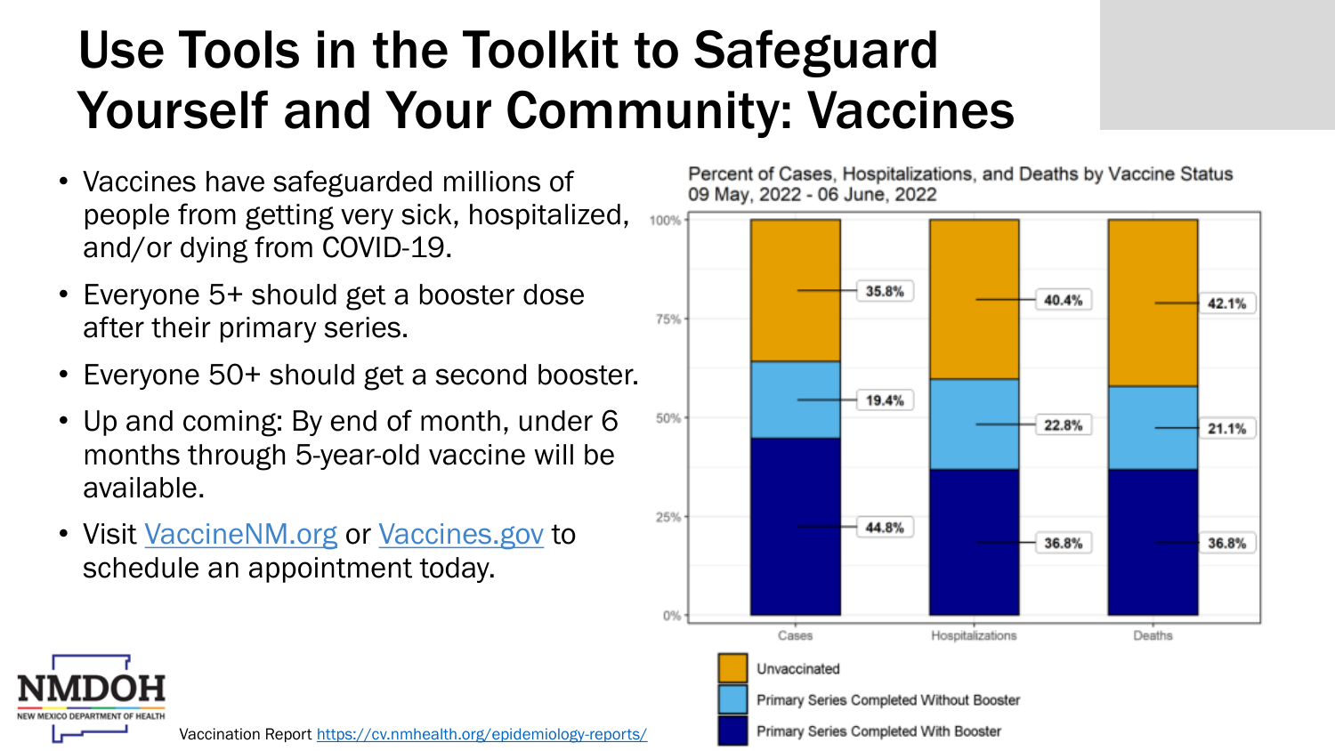# Use Tools in the Toolkit to Safeguard Yourself and Your Community: Vaccines

- Vaccines have safeguarded millions of people from getting very sick, hospitalized, and/or dying from COVID-19.
- Everyone 5+ should get a booster dose after their primary series.
- Everyone 50+ should get a second booster.
- Up and coming: By end of month, under 6 months through 5-year-old vaccine will be available.
- Visit [VaccineNM.org](VaccineNM.org) or [Vaccines.gov](Vaccines.gov) to schedule an appointment today.

Percent of Cases, Hospitalizations, and Deaths by Vaccine Status
09 May, 2022 - 06 June, 2022

| | Cases | Hospitalizations | Deaths |
|---|---|---|---|
| Unvaccinated | 35.8% | 40.4% | 42.1% |
| Primary Series Completed Without Booster | 19.4% | 22.8% | 21.1% |
| Primary Series Completed With Booster | 44.8% | 36.8% | 36.8% |

Vaccination Report [https://cv.nmhealth.org/epidemiology-reports/](https://cv.nmhealth.org/epidemiology-reports/)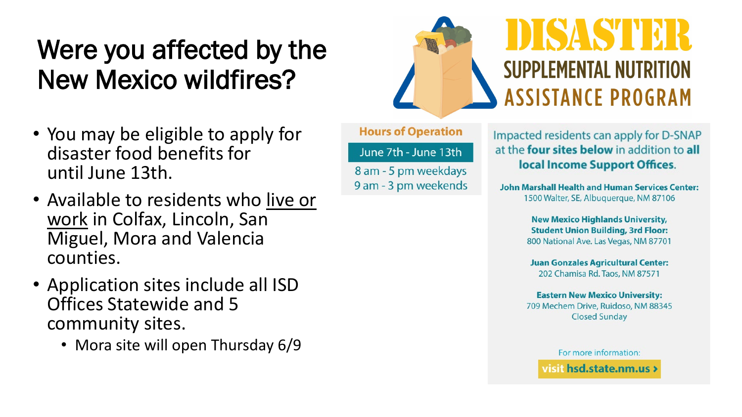# Were you affected by the New Mexico wildfires?

- You may be eligible to apply for disaster food benefits for until June 13th.
- Available to residents who live or work in Colfax, Lincoln, San Miguel, Mora and Valencia counties.
- Application sites include all ISD Offices Statewide and 5 community sites.
  - Mora site will open Thursday 6/9

# DISASTER SUPPLEMENTAL NUTRITION ASSISTANCE PROGRAM

**Hours of Operation**

June 7th - June 13th

8 am - 5 pm weekdays
9 am - 3 pm weekends

Impacted residents can apply for D-SNAP at the **four sites below** in addition to **all local Income Support Offices.**

**John Marshall Health and Human Services Center:**
1500 Walter, SE, Albuquerque, NM 87106

**New Mexico Highlands University, Student Union Building, 3rd Floor:**
800 National Ave. Las Vegas, NM 87701

**Juan Gonzales Agricultural Center:**
202 Chamisa Rd. Taos, NM 87571

**Eastern New Mexico University:**
709 Mechem Drive, Ruidoso, NM 88345
Closed Sunday

For more information:

visit **hsd.state.nm.us ›**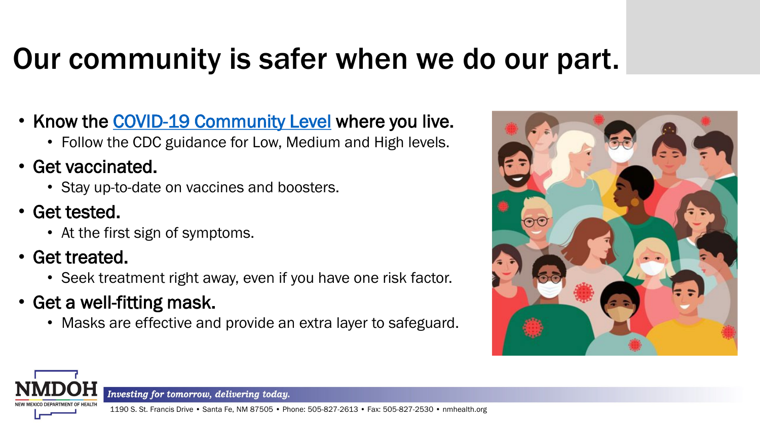# Our community is safer when we do our part.

- **Know the [COVID-19 Community Level] where you live.**
  - Follow the CDC guidance for Low, Medium and High levels.
- **Get vaccinated.**
  - Stay up-to-date on vaccines and boosters.
- **Get tested.**
  - At the first sign of symptoms.
- **Get treated.**
  - Seek treatment right away, even if you have one risk factor.
- **Get a well-fitting mask.**
  - Masks are effective and provide an extra layer to safeguard.